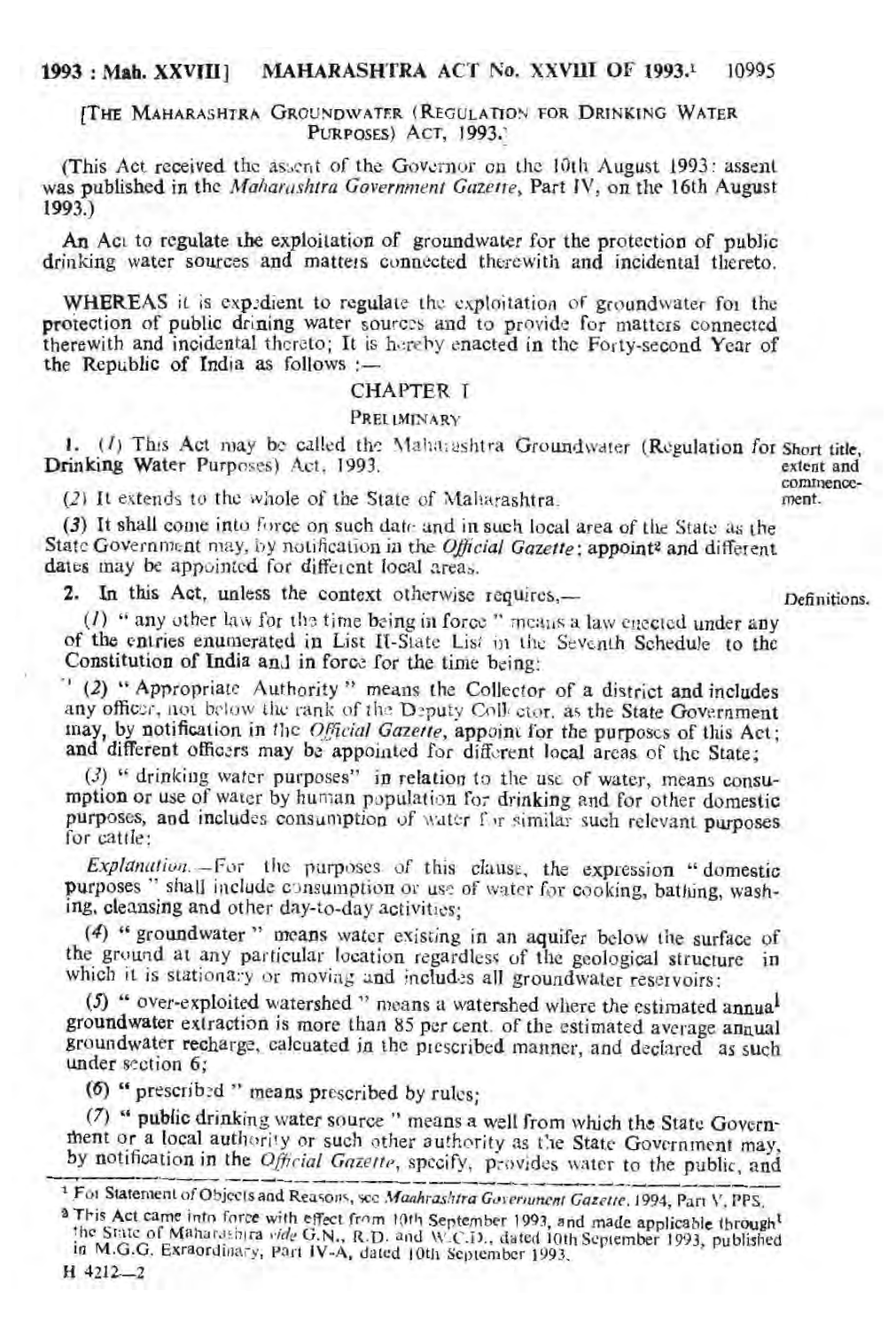# MAHARASHTRA ACT No. XXVIII OF 1993.[1]

[THE MAHARASHTRA GROUNDWATER (REGULATION FOR DRINKING WATER PURPOSES) ACT, 1993.]

(This Act received the assent of the Governor on the 10th August 1993: assent was published in the *Maharashtra Government Gazette*, Part IV, on the 16th August 1993.)

An Act to regulate the exploitation of groundwater for the protection of public drinking water sources and matters connected therewith and incidental thereto.

WHEREAS it is expedient to regulate the exploitation of groundwater for the protection of public drining water sources and to provide for matters connected therewith and incidental thereto; It is hereby enacted in the Forty-second Year of the Republic of India as follows :—

## CHAPTER I

### PRELIMINARY

**Short title, extent and commencement.**

1. (*1*) This Act may be called the Maharashtra Groundwater (Regulation for Drinking Water Purposes) Act, 1993.

(*2*) It extends to the whole of the State of Maharashtra.

(*3*) It shall come into force on such date and in such local area of the State as the State Government may, by notification in the *Official Gazette*; appoint[2] and different dates may be appointed for different local areas.

**Definitions.**

2. In this Act, unless the context otherwise requires,—

(*1*) " any other law for the time being in force " means a law enacted under any of the entries enumerated in List II-State List in the Seventh Schedule to the Constitution of India and in force for the time being;

(*2*) " Appropriate Authority " means the Collector of a district and includes any officer, not below the rank of the Deputy Collector, as the State Government may, by notification in the *Official Gazette*, appoint for the purposes of this Act; and different officers may be appointed for different local areas of the State;

(*3*) " drinking water purposes" in relation to the use of water, means consumption or use of water by human population for drinking and for other domestic purposes, and includes consumption of water for similar such relevant purposes for cattle;

*Explanation*.—For the purposes of this clause, the expression " domestic purposes " shall include consumption or use of water for cooking, bathing, washing, cleansing and other day-to-day activities;

(*4*) " groundwater " means water existing in an aquifer below the surface of the ground at any particular location regardless of the geological structure in which it is stationary or moving and includes all groundwater reservoirs;

(*5*) " over-exploited watershed " means a watershed where the estimated annual groundwater extraction is more than 85 per cent. of the estimated average annual groundwater recharge, calcuated in the prescribed manner, and declared as such under section 6;

(*6*) " prescribed " means prescribed by rules;

(*7*) " public drinking water source " means a well from which the State Government or a local authority or such other authority as the State Government may, by notification in the *Official Gazette*, specify, provides water to the public, and

---

[1] For Statement of Objects and Reasons, see *Maahrashtra Government Gazette*, 1994, Part V, PPS.

[2] This Act came into force with effect from 10th September 1993, and made applicable through the State of Maharashtra *vide* G.N., R.D. and W.C.D., dated 10th September 1993, published in M.G.G. Exraordinary, Part IV-A, dated 10th September 1993.

H 4212—2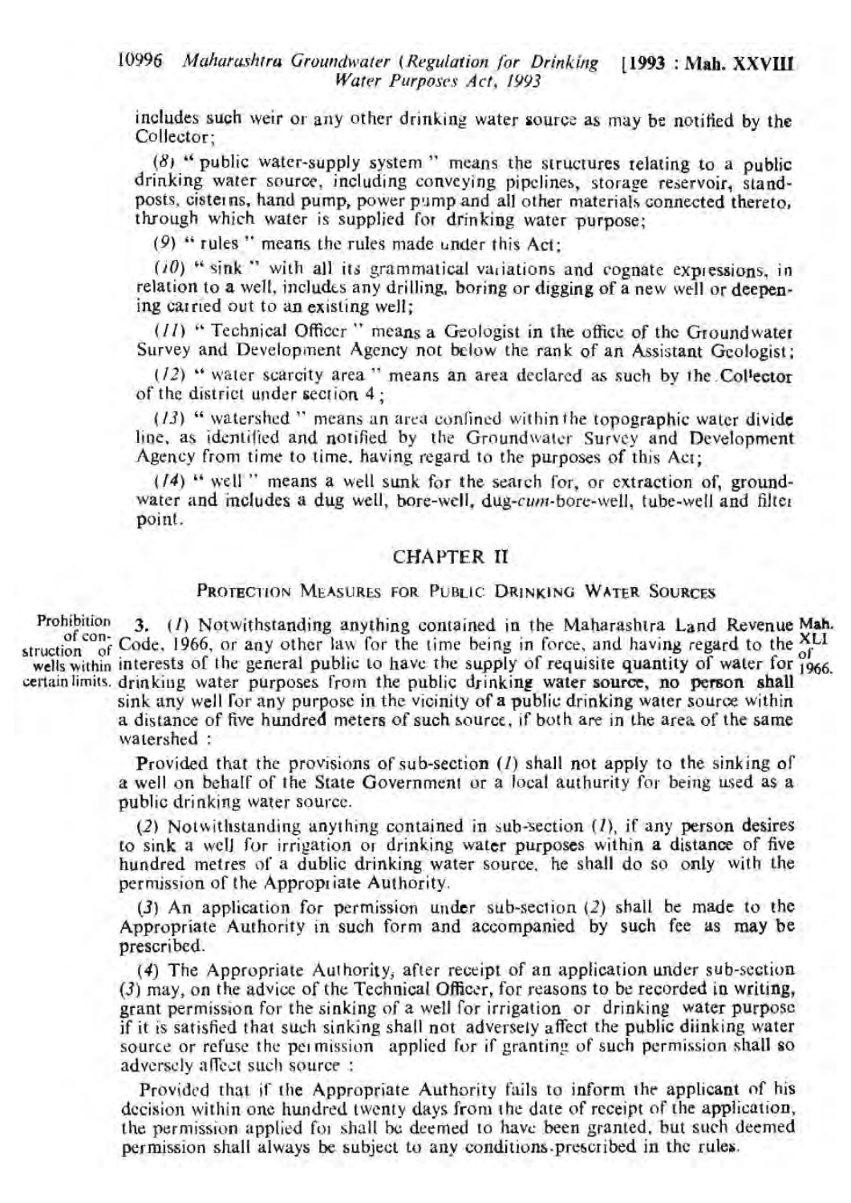includes such weir or any other drinking water source as may be notified by the Collector;

(8) " public water-supply system " means the structures relating to a public drinking water source, including conveying pipelines, storage reservoir, stand-posts, cisterns, hand pump, power pump and all other materials connected thereto, through which water is supplied for drinking water purpose;

(9) " rules " means the rules made under this Act;

(10) " sink " with all its grammatical variations and cognate expressions, in relation to a well, includes any drilling, boring or digging of a new well or deepening carried out to an existing well;

(11) " Technical Officer " means a Geologist in the office of the Groundwater Survey and Development Agency not below the rank of an Assistant Geologist;

(12) " water scarcity area " means an area declared as such by the Collector of the district under section 4;

(13) " watershed " means an area confined within the topographic water divide line, as identified and notified by the Groundwater Survey and Development Agency from time to time, having regard to the purposes of this Act;

(14) " well " means a well sunk for the search for, or extraction of, groundwater and includes a dug well, bore-well, dug-*cum*-bore-well, tube-well and filter point.

## CHAPTER II

### PROTECTION MEASURES FOR PUBLIC DRINKING WATER SOURCES

Prohibition of construction of wells within certain limits.

3. (1) Notwithstanding anything contained in the Maharashtra Land Revenue Code, 1966, or any other law for the time being in force, and having regard to the interests of the general public to have the supply of requisite quantity of water for drinking water purposes from the public drinking water source, no person shall sink any well for any purpose in the vicinity of a public drinking water source within a distance of five hundred meters of such source, if both are in the area of the same watershed : (Mah. XLI of 1966.)

Provided that the provisions of sub-section (1) shall not apply to the sinking of a well on behalf of the State Government or a local authurity for being used as a public drinking water source.

(2) Notwithstanding anything contained in sub-section (1), if any person desires to sink a well for irrigation or drinking water purposes within a distance of five hundred metres of a dublic drinking water source, he shall do so only with the permission of the Appropriate Authority.

(3) An application for permission under sub-section (2) shall be made to the Appropriate Authority in such form and accompanied by such fee as may be prescribed.

(4) The Appropriate Authority, after receipt of an application under sub-section (3) may, on the advice of the Technical Officer, for reasons to be recorded in writing, grant permission for the sinking of a well for irrigation or drinking water purpose if it is satisfied that such sinking shall not adversely affect the public diinking water source or refuse the permission applied for if granting of such permission shall so adversely affect such source :

Provided that if the Appropriate Authority fails to inform the applicant of his decision within one hundred twenty days from the date of receipt of the application, the permission applied for shall be deemed to have been granted, but such deemed permission shall always be subject to any conditions prescribed in the rules.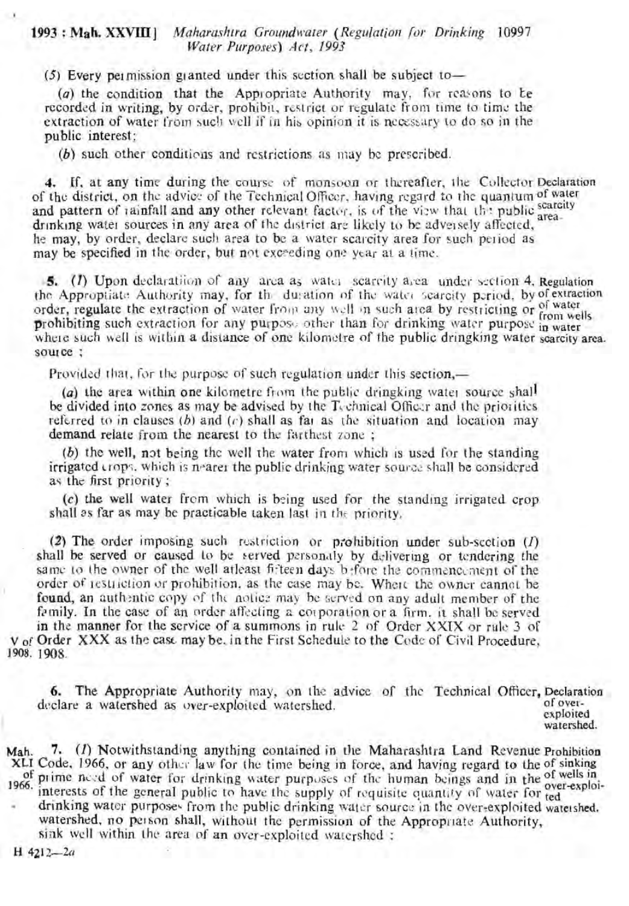(5) Every permission granted under this section shall be subject to—

(*a*) the condition that the Appropriate Authority may, for reasons to be recorded in writing, by order, prohibit, restrict or regulate from time to time the extraction of water from such well if in his opinion it is necessary to do so in the public interest;

(*b*) such other conditions and restrictions as may be prescribed.

**Declaration of water scarcity area.**

**4.** If, at any time during the course of monsoon or thereafter, the Collector of the district, on the advice of the Technical Officer, having regard to the quantum and pattern of rainfall and any other relevant factor, is of the view that the public drinking water sources in any area of the district are likely to be adversely affected, he may, by order, declare such area to be a water scarcity area for such period as may be specified in the order, but not exceeding one year at a time.

**Regulation of extraction of water from wells in water scarcity area.**

**5.** (*1*) Upon declaration of any area as water scarcity area under section 4, the Appropriate Authority may, for the duration of the water scarcity period, by order, regulate the extraction of water from any well in such area by restricting or prohibiting such extraction for any purpose other than for drinking water purpose where such well is within a distance of one kilometre of the public dringking water source ;

Provided that, for the purpose of such regulation under this section,—

(*a*) the area within one kilometre from the public dringking water source shall be divided into zones as may be advised by the Technical Officer and the priorities referred to in clauses (*b*) and (*c*) shall as far as the situation and location may demand relate from the nearest to the farthest zone ;

(*b*) the well, not being the well the water from which is used for the standing irrigated crops, which is nearer the public drinking water source shall be considered as the first priority ;

(*c*) the well water from which is being used for the standing irrigated crop shall as far as may be practicable taken last in the priority.

(*2*) The order imposing such restriction or prohibition under sub-section (*1*) shall be served or caused to be served personally by delivering or tendering the same to the owner of the well atleast fifteen days before the commencement of the order of restriction or prohibition, as the case may be. Where the owner cannot be found, an authentic copy of the notice may be served on any adult member of the family. In the case of an order affecting a corporation or a firm, it shall be served in the manner for the service of a summons in rule 2 of Order XXIX or rule 3 of Order XXX as the case may be, in the First Schedule to the Code of Civil Procedure, 1908.

V of 1908.

**Declaration of over-exploited watershed.**

**6.** The Appropriate Authority may, on the advice of the Technical Officer, declare a watershed as over-exploited watershed.

**Prohibition of sinking of wells in over-exploited watershed.**

Mah. XLI of 1966.

**7.** (*1*) Notwithstanding anything contained in the Maharashtra Land Revenue Code, 1966, or any other law for the time being in force, and having regard to the prime need of water for drinking water purposes of the human beings and in the interests of the general public to have the supply of requisite quantity of water for drinking water purposes from the public drinking water source in the over-exploited watershed, no person shall, without the permission of the Appropriate Authority, sink well within the area of an over-exploited watershed :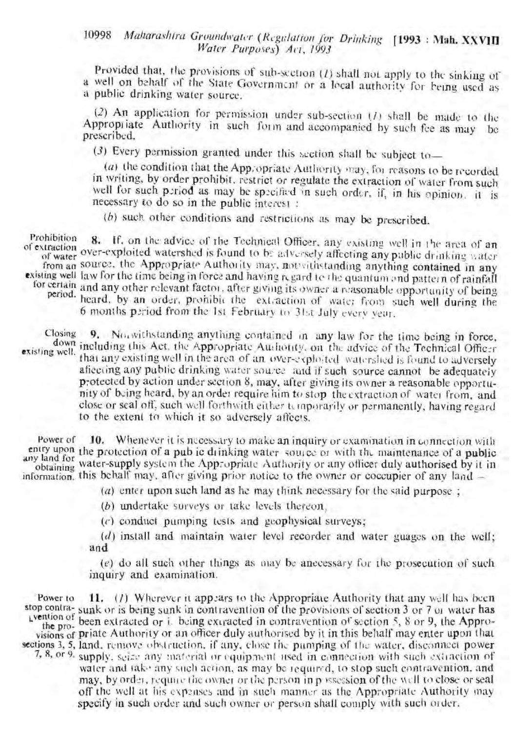Provided that, the provisions of sub-section (1) shall not apply to the sinking of a well on behalf of the State Government or a local authority for being used as a public drinking water source.

(2) An application for permission under sub-section (1) shall be made to the Appropriate Authority in such form and accompanied by such fee as may be prescribed.

(3) Every permission granted under this section shall be subject to—

(a) the condition that the Appropriate Authority may, for reasons to be recorded in writing, by order prohibit, restrict or regulate the extraction of water from such well for such period as may be specified in such order, if, in his opinion, it is necessary to do so in the public interest ;

(b) such other conditions and restrictions as may be prescribed.

**Prohibition of extraction of water from an existing well for certain period.**

**8.** If, on the advice of the Technical Officer, any existing well in the area of an over-exploited watershed is found to be adversely affecting any public drinking water source, the Appropriate Authority may, notwithstanding anything contained in any law for the time being in force and having regard to the quantum and pattern of rainfall and any other relevant factor, after giving its owner a reasonable opportunity of being heard, by an order, prohibit the extraction of water from such well during the 6 months period from the 1st February to 31st July every year.

**Closing down existing well.**

**9.** Notwithstanding anything contained in any law for the time being in force, including this Act, the Appropriate Authority, on the advice of the Technical Officer that any existing well in the area of an over-exploited watershed is found to adversely affecting any public drinking water source and if such source cannot be adequately protected by action under section 8, may, after giving its owner a reasonable opportunity of being heard, by an order require him to stop the extraction of water from, and close or seal off, such well forthwith either temporarily or permanently, having regard to the extent to which it so adversely affects.

**Power of entry upon any land for obtaining information.**

**10.** Whenever it is necessary to make an inquiry or examination in connection with the protection of a public drinking water source or with the maintenance of a public water-supply system the Appropriate Authority or any officer duly authorised by it in this behalf may, after giving prior notice to the owner or occupier of any land —

(a) enter upon such land as he may think necessary for the said purpose ;

(b) undertake surveys or take levels thereon,

(c) conduct pumping tests and geophysical surveys;

(d) install and maintain water level recorder and water guages on the well; and

(e) do all such other things as may be anecessary for the prosecution of such inquiry and examination.

**Power to stop contravention of the provisions of sections 3, 5, 7, 8, or 9.**

**11.** (1) Wherever it appears to the Appropriate Authority that any well has been sunk or is being sunk in contravention of the provisions of section 3 or 7 or water has been extracted or is being extracted in contravention of section 5, 8 or 9, the Appropriate Authority or an officer duly authorised by it in this behalf may enter upon that land, remove obstruction, if any, close the pumping of the water, disconnect power supply, seize any material or equipment used in connection with such extraction of water and take any such action, as may be required, to stop such contravention, and may, by order, require the owner or the person in possession of the well to close or seal off the well at his expenses and in such manner as the Appropriate Authority may specify in such order and such owner or person shall comply with such order.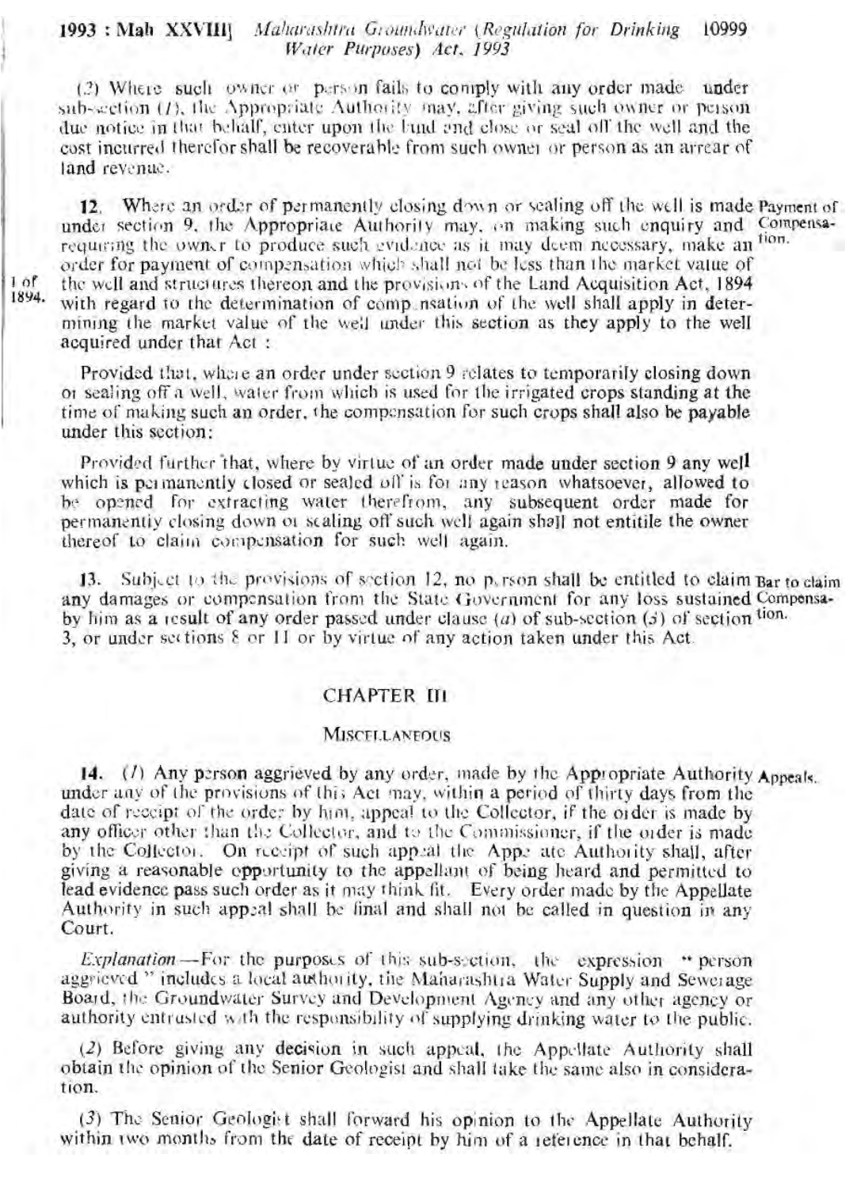(2) Where such owner or person fails to comply with any order made under sub-section (*1*), the Appropriate Authority may, after giving such owner or person due notice in that behalf, enter upon the land and close or seal off the well and the cost incurred therefor shall be recoverable from such owner or person as an arrear of land revenue.

**Payment of Compensation.**

12. Where an order of permanently closing down or sealing off the well is made under section 9, the Appropriate Authority may, on making such enquiry and requiring the owner to produce such evidence as it may deem necessary, make an order for payment of compensation which shall not be less than the market value of the well and structures thereon and the provisions of the Land Acquisition Act, 1894 (1 of 1894.) with regard to the determination of compensation of the well shall apply in determining the market value of the well under this section as they apply to the well acquired under that Act :

Provided that, where an order under section 9 relates to temporarily closing down or sealing off a well, water from which is used for the irrigated crops standing at the time of making such an order, the compensation for such crops shall also be payable under this section:

Provided further that, where by virtue of an order made under section 9 any well which is permanently closed or sealed off is for any reason whatsoever, allowed to be opened for extracting water therefrom, any subsequent order made for permanently closing down or sealing off such well again shall not entitile the owner thereof to claim compensation for such well again.

**Bar to claim Compensation.**

13. Subject to the provisions of section 12, no person shall be entitled to claim any damages or compensation from the State Government for any loss sustained by him as a result of any order passed under clause (*a*) of sub-section (*3*) of section 3, or under sections 8 or 11 or by virtue of any action taken under this Act.

## CHAPTER III

### MISCELLANEOUS

**Appeals.**

14. (*1*) Any person aggrieved by any order, made by the Appropriate Authority under any of the provisions of this Act may, within a period of thirty days from the date of receipt of the order by him, appeal to the Collector, if the order is made by any officer other than the Collector, and to the Commissioner, if the order is made by the Collector. On receipt of such appeal the Appellate Authority shall, after giving a reasonable opportunity to the appellant of being heard and permitted to lead evidence pass such order as it may think fit. Every order made by the Appellate Authority in such appeal shall be final and shall not be called in question in any Court.

*Explanation*.—For the purposes of this sub-section, the expression " person aggrieved " includes a local authority, the Maharashtra Water Supply and Sewerage Board, the Groundwater Survey and Development Agency and any other agency or authority entrusted with the responsibility of supplying drinking water to the public.

(*2*) Before giving any decision in such appeal, the Appellate Authority shall obtain the opinion of the Senior Geologist and shall take the same also in consideration.

(*3*) The Senior Geologist shall forward his opinion to the Appellate Authority within two months from the date of receipt by him of a reference in that behalf.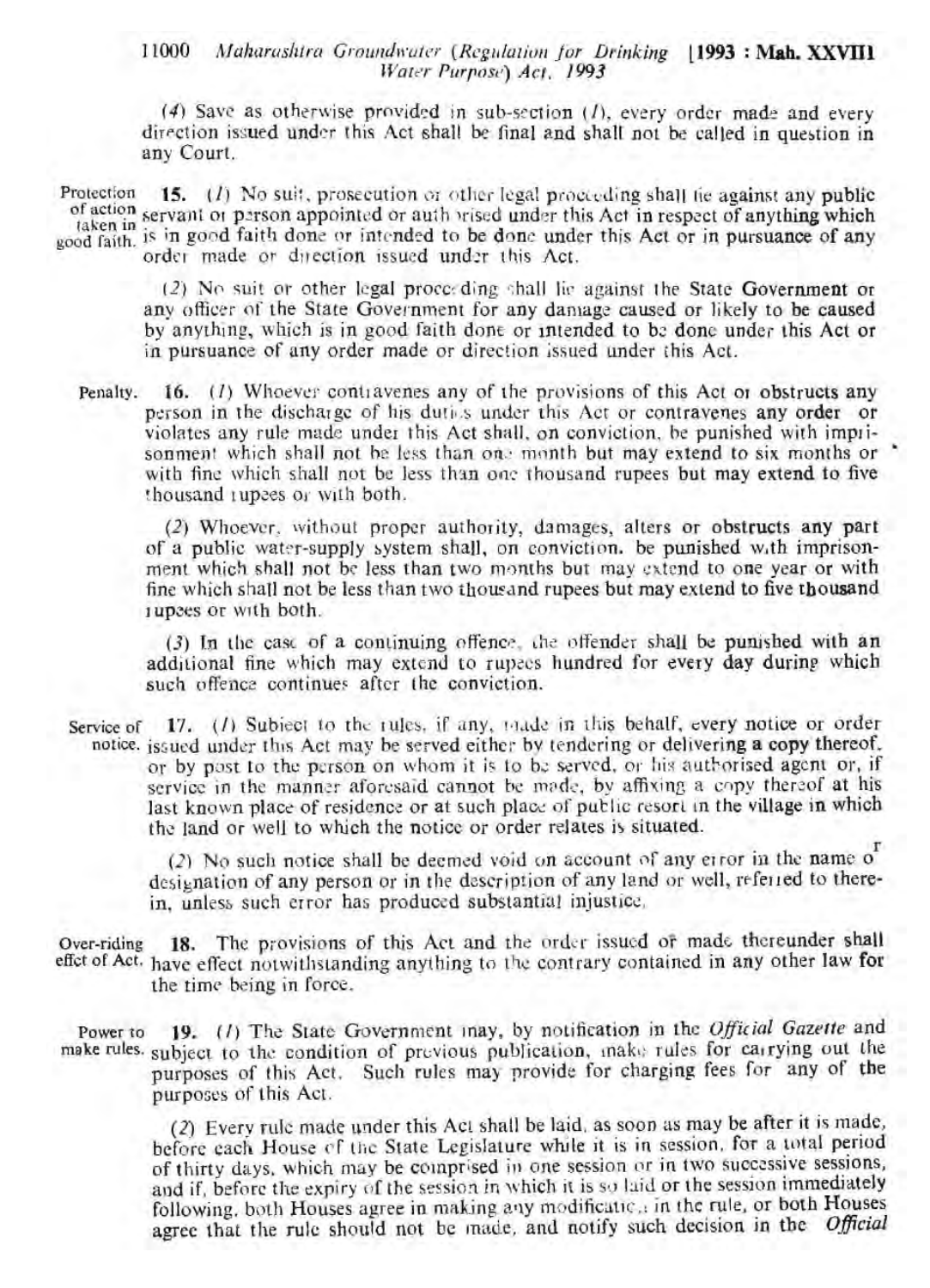(4) Save as otherwise provided in sub-section (1), every order made and every direction issued under this Act shall be final and shall not be called in question in any Court.

Protection of action taken in good faith.

**15.** (1) No suit, prosecution or other legal proceeding shall lie against any public servant or person appointed or authorised under this Act in respect of anything which is in good faith done or intended to be done under this Act or in pursuance of any order made or direction issued under this Act.

(2) No suit or other legal proceeding shall lie against the State Government or any officer of the State Government for any damage caused or likely to be caused by anything, which is in good faith done or intended to be done under this Act or in pursuance of any order made or direction issued under this Act.

Penalty.

**16.** (1) Whoever contravenes any of the provisions of this Act or obstructs any person in the discharge of his duties under this Act or contravenes any order or violates any rule made under this Act shall, on conviction, be punished with imprisonment which shall not be less than one month but may extend to six months or with fine which shall not be less than one thousand rupees but may extend to five thousand rupees or with both.

(2) Whoever, without proper authority, damages, alters or obstructs any part of a public water-supply system shall, on conviction, be punished with imprisonment which shall not be less than two months but may extend to one year or with fine which shall not be less than two thousand rupees but may extend to five thousand rupees or with both.

(3) In the case of a continuing offence, the offender shall be punished with an additional fine which may extend to rupees hundred for every day during which such offence continues after the conviction.

Service of notice.

**17.** (1) Subject to the rules, if any, made in this behalf, every notice or order issued under this Act may be served either by tendering or delivering a copy thereof, or by post to the person on whom it is to be served, or his authorised agent or, if service in the manner aforesaid cannot be made, by affixing a copy thereof at his last known place of residence or at such place of public resort in the village in which the land or well to which the notice or order relates is situated.

(2) No such notice shall be deemed void on account of any error in the name or designation of any person or in the description of any land or well, referred to therein, unless such error has produced substantial injustice.

Over-riding effect of Act.

**18.** The provisions of this Act and the order issued or made thereunder shall have effect notwithstanding anything to the contrary contained in any other law for the time being in force.

Power to make rules.

**19.** (1) The State Government may, by notification in the *Official Gazette* and subject to the condition of previous publication, make rules for carrying out the purposes of this Act. Such rules may provide for charging fees for any of the purposes of this Act.

(2) Every rule made under this Act shall be laid, as soon as may be after it is made, before each House of the State Legislature while it is in session, for a total period of thirty days, which may be comprised in one session or in two successive sessions, and if, before the expiry of the session in which it is so laid or the session immediately following, both Houses agree in making any modification in the rule, or both Houses agree that the rule should not be made, and notify such decision in the *Official*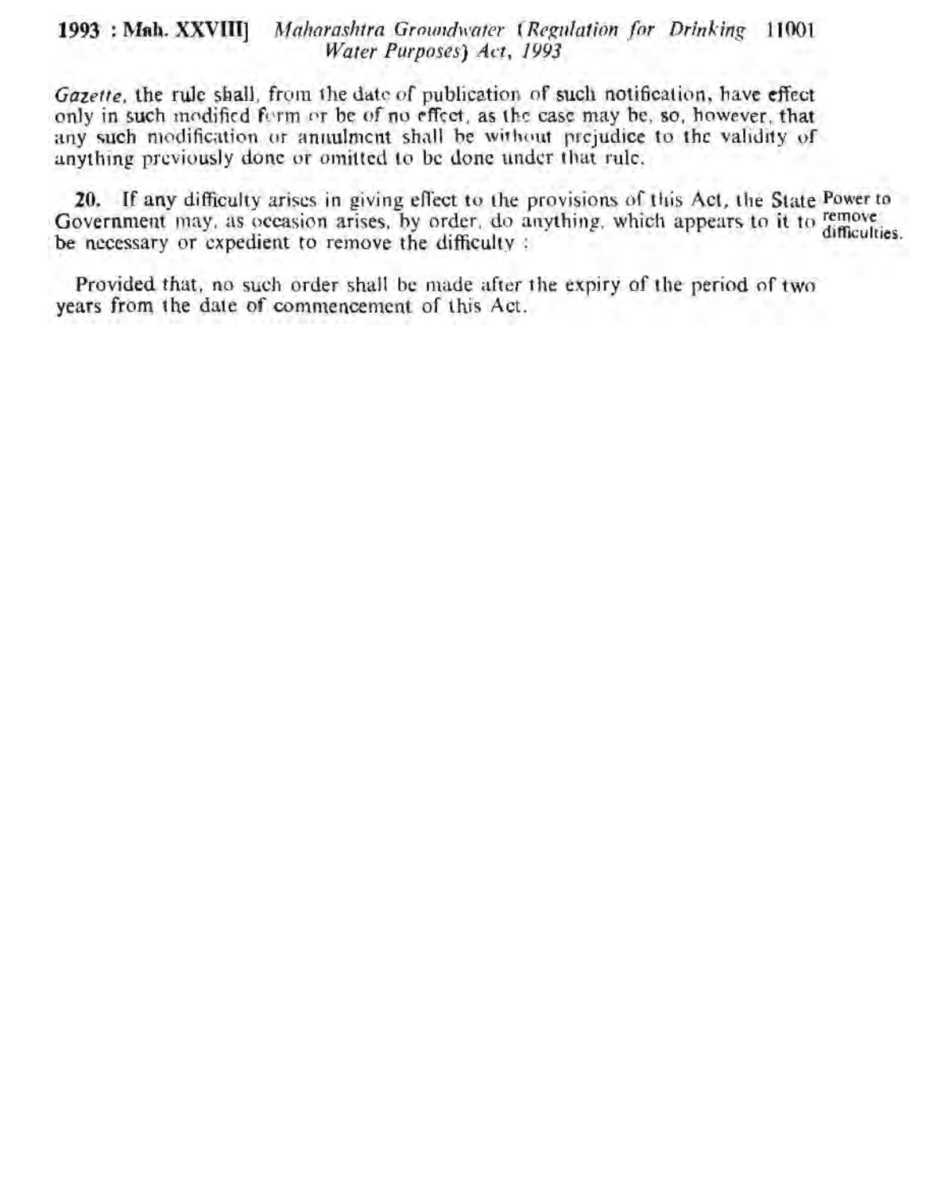*Gazette*, the rule shall, from the date of publication of such notification, have effect only in such modified form or be of no effect, as the case may be, so, however, that any such modification or annulment shall be without prejudice to the validity of anything previously done or omitted to be done under that rule.

**20.** If any difficulty arises in giving effect to the provisions of this Act, the State Government may, as occasion arises, by order, do anything, which appears to it to be necessary or expedient to remove the difficulty :

Power to remove difficulties.

Provided that, no such order shall be made after the expiry of the period of two years from the date of commencement of this Act.